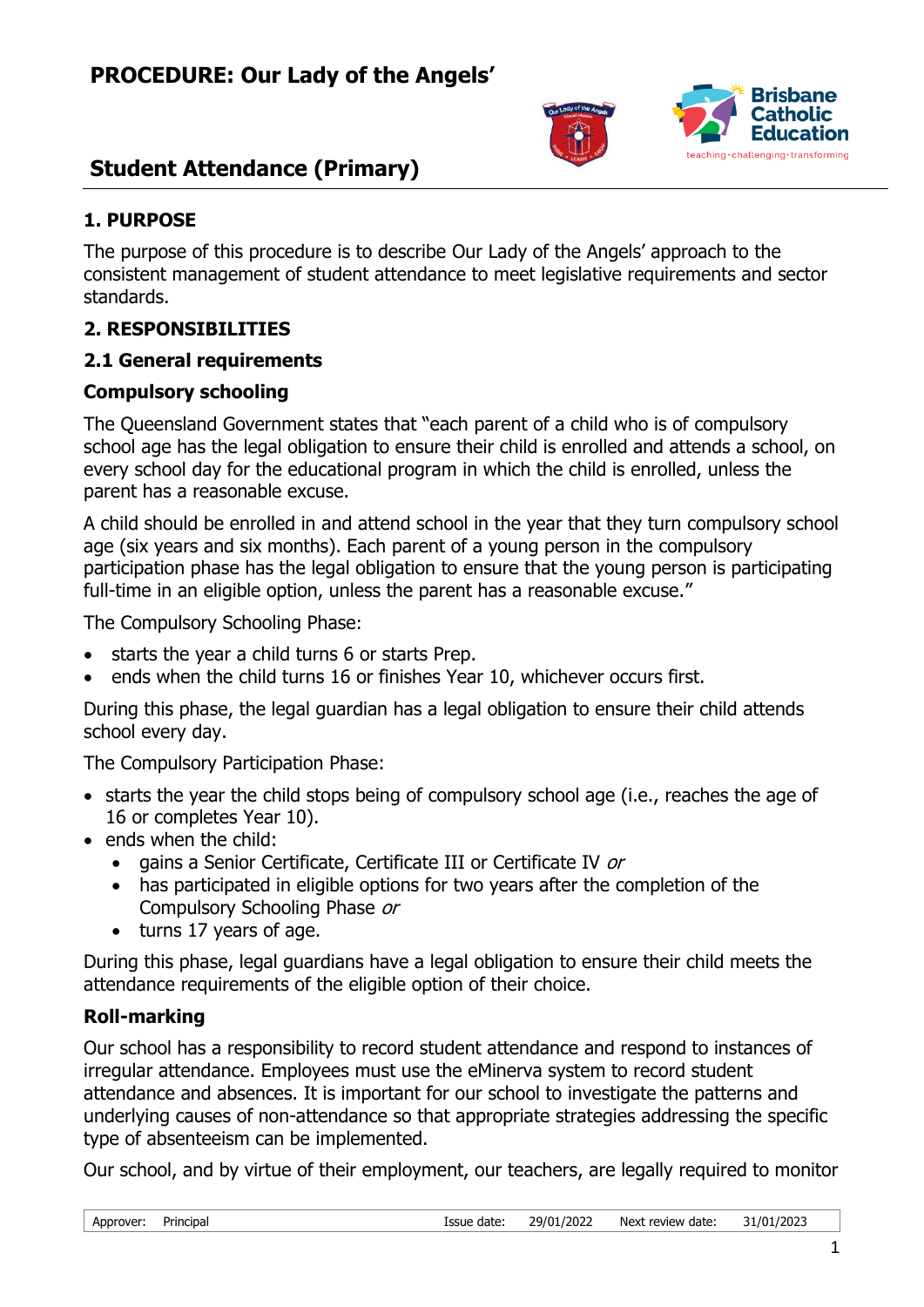# PROCEDURE: Our Lady of the Angels' Student Attendance (Primary)

## 1. PURPOSE

The purpose of this procedure is to describe Our Lady of the Angels' approach to the consistent management of student attendance to meet legislative requirements and sector standards.

## 2. RESPONSIBILITIES

### 2.1 General requirements

**Compulsory schooling**

The Queensland Government states that "each parent of a child who is of compulsory school age has the legal obligation to ensure their child is enrolled and attends a school, on every school day for the educational program in which the child is enrolled, unless the parent has a reasonable excuse.

A child should be enrolled in and attend school in the year that they turn compulsory school age (six years and six months). Each parent of a young person in the compulsory participation phase has the legal obligation to ensure that the young person is participating full-time in an eligible option, unless the parent has a reasonable excuse."

The Compulsory Schooling Phase:

- starts the year a child turns 6 or starts Prep.
- ends when the child turns 16 or finishes Year 10, whichever occurs first.

During this phase, the legal guardian has a legal obligation to ensure their child attends school every day.

The Compulsory Participation Phase:

- starts the year the child stops being of compulsory school age (i.e., reaches the age of 16 or completes Year 10).
- ends when the child:
  - gains a Senior Certificate, Certificate III or Certificate IV *or*
  - has participated in eligible options for two years after the completion of the Compulsory Schooling Phase *or*
  - turns 17 years of age.

During this phase, legal guardians have a legal obligation to ensure their child meets the attendance requirements of the eligible option of their choice.

**Roll-marking**

Our school has a responsibility to record student attendance and respond to instances of irregular attendance. Employees must use the eMinerva system to record student attendance and absences. It is important for our school to investigate the patterns and underlying causes of non-attendance so that appropriate strategies addressing the specific type of absenteeism can be implemented.

Our school, and by virtue of their employment, our teachers, are legally required to monitor

| Approver: | Principal | Issue date: | 29/01/2022 | Next review date: | 31/01/2023 |
| --- | --- | --- | --- | --- | --- |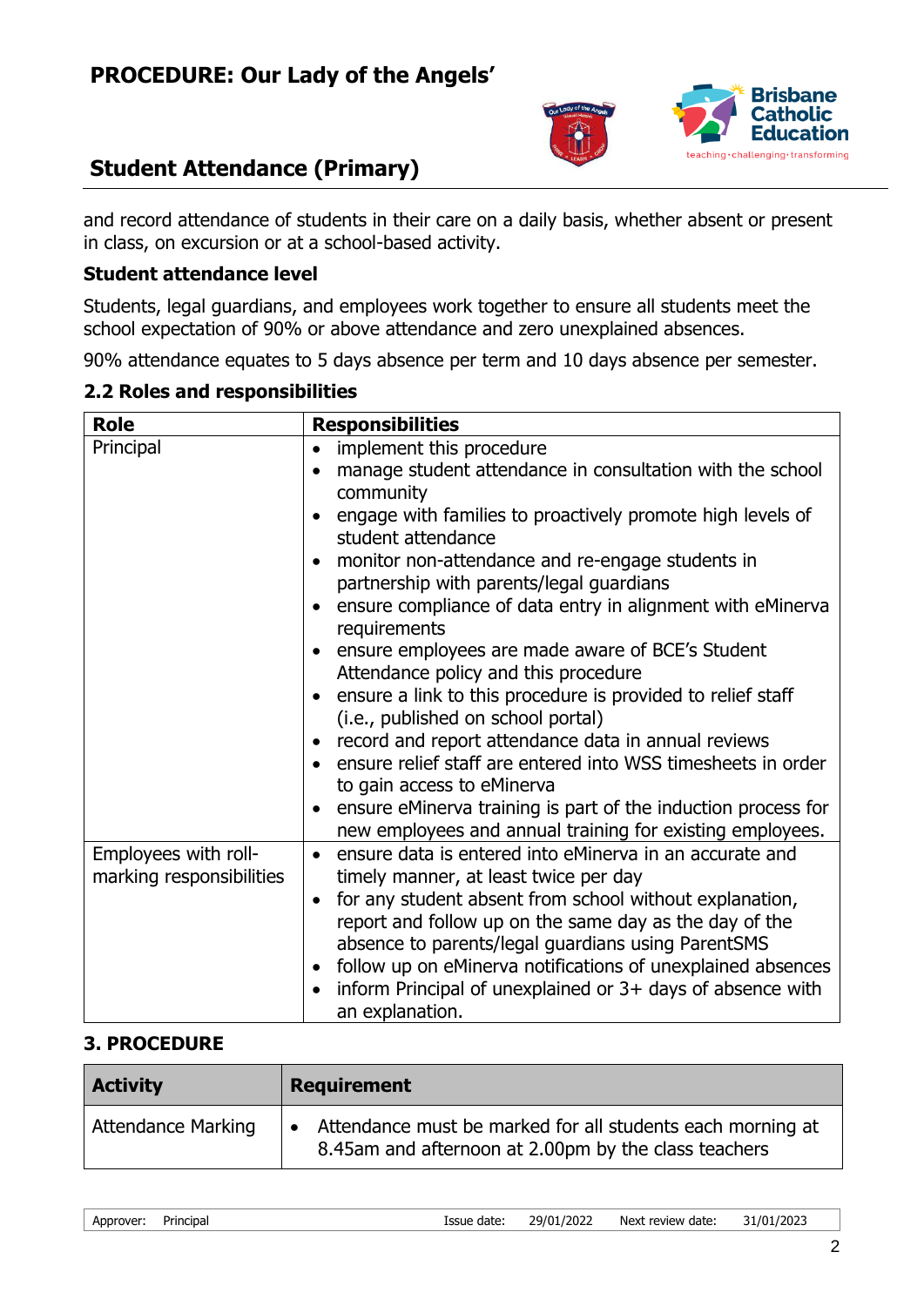and record attendance of students in their care on a daily basis, whether absent or present in class, on excursion or at a school-based activity.

**Student attendance level**

Students, legal guardians, and employees work together to ensure all students meet the school expectation of 90% or above attendance and zero unexplained absences.

90% attendance equates to 5 days absence per term and 10 days absence per semester.

### 2.2 Roles and responsibilities

| Role | Responsibilities |
|---|---|
| Principal | • implement this procedure<br>• manage student attendance in consultation with the school community<br>• engage with families to proactively promote high levels of student attendance<br>• monitor non-attendance and re-engage students in partnership with parents/legal guardians<br>• ensure compliance of data entry in alignment with eMinerva requirements<br>• ensure employees are made aware of BCE's Student Attendance policy and this procedure<br>• ensure a link to this procedure is provided to relief staff (i.e., published on school portal)<br>• record and report attendance data in annual reviews<br>• ensure relief staff are entered into WSS timesheets in order to gain access to eMinerva<br>• ensure eMinerva training is part of the induction process for new employees and annual training for existing employees. |
| Employees with roll-marking responsibilities | • ensure data is entered into eMinerva in an accurate and timely manner, at least twice per day<br>• for any student absent from school without explanation, report and follow up on the same day as the day of the absence to parents/legal guardians using ParentSMS<br>• follow up on eMinerva notifications of unexplained absences<br>• inform Principal of unexplained or 3+ days of absence with an explanation. |

## 3. PROCEDURE

| Activity | Requirement |
|---|---|
| Attendance Marking | • Attendance must be marked for all students each morning at 8.45am and afternoon at 2.00pm by the class teachers |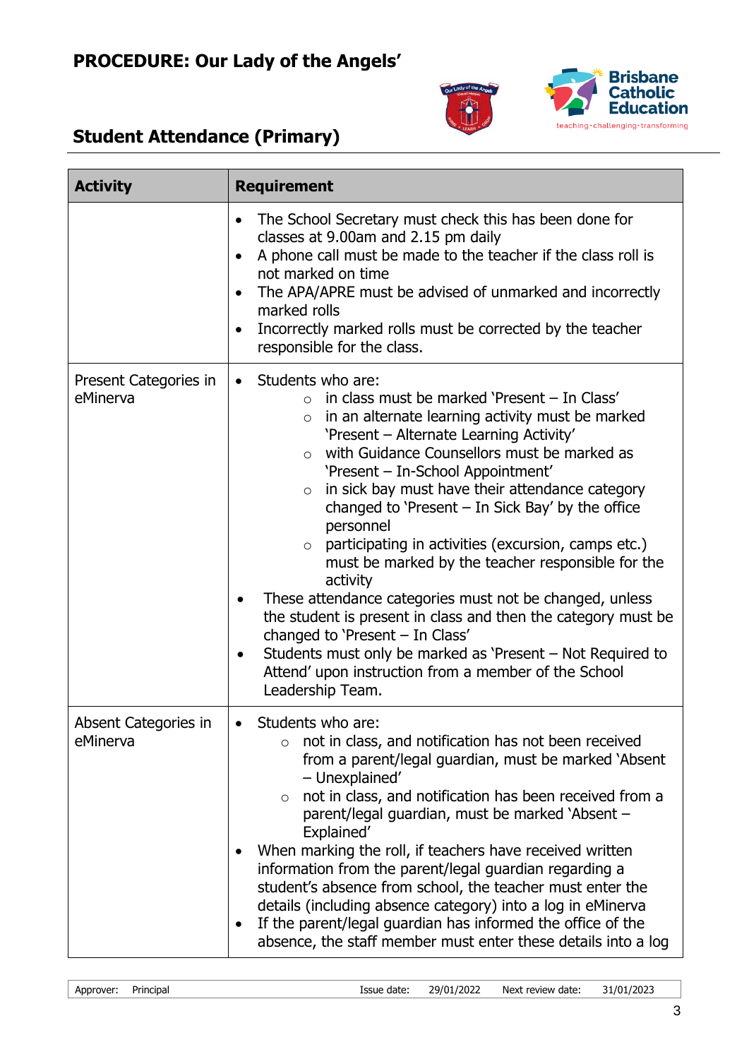| Activity | Requirement |
| --- | --- |
| | • The School Secretary must check this has been done for classes at 9.00am and 2.15 pm daily<br>• A phone call must be made to the teacher if the class roll is not marked on time<br>• The APA/APRE must be advised of unmarked and incorrectly marked rolls<br>• Incorrectly marked rolls must be corrected by the teacher responsible for the class. |
| Present Categories in eMinerva | • Students who are:<br>&nbsp;&nbsp;&nbsp;&nbsp;○ in class must be marked 'Present – In Class'<br>&nbsp;&nbsp;&nbsp;&nbsp;○ in an alternate learning activity must be marked 'Present – Alternate Learning Activity'<br>&nbsp;&nbsp;&nbsp;&nbsp;○ with Guidance Counsellors must be marked as 'Present – In-School Appointment'<br>&nbsp;&nbsp;&nbsp;&nbsp;○ in sick bay must have their attendance category changed to 'Present – In Sick Bay' by the office personnel<br>&nbsp;&nbsp;&nbsp;&nbsp;○ participating in activities (excursion, camps etc.) must be marked by the teacher responsible for the activity<br>• These attendance categories must not be changed, unless the student is present in class and then the category must be changed to 'Present – In Class'<br>• Students must only be marked as 'Present – Not Required to Attend' upon instruction from a member of the School Leadership Team. |
| Absent Categories in eMinerva | • Students who are:<br>&nbsp;&nbsp;&nbsp;&nbsp;○ not in class, and notification has not been received from a parent/legal guardian, must be marked 'Absent – Unexplained'<br>&nbsp;&nbsp;&nbsp;&nbsp;○ not in class, and notification has been received from a parent/legal guardian, must be marked 'Absent – Explained'<br>• When marking the roll, if teachers have received written information from the parent/legal guardian regarding a student's absence from school, the teacher must enter the details (including absence category) into a log in eMinerva<br>• If the parent/legal guardian has informed the office of the absence, the staff member must enter these details into a log |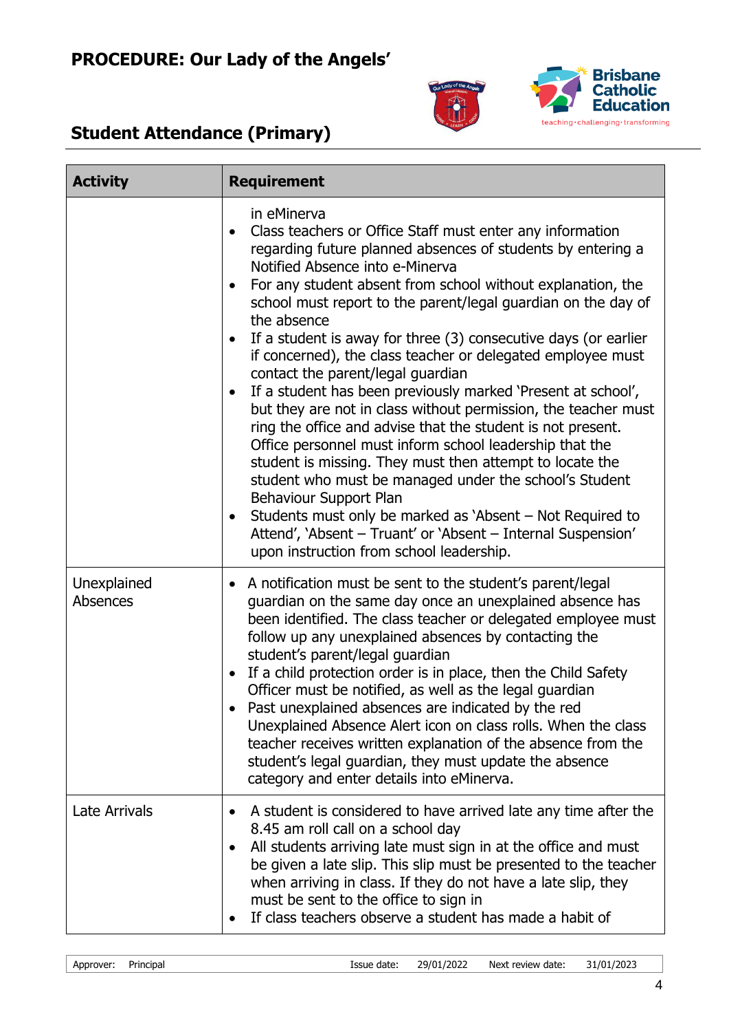| Activity | Requirement |
|---|---|
| | in eMinerva<br>• Class teachers or Office Staff must enter any information regarding future planned absences of students by entering a Notified Absence into e-Minerva<br>• For any student absent from school without explanation, the school must report to the parent/legal guardian on the day of the absence<br>• If a student is away for three (3) consecutive days (or earlier if concerned), the class teacher or delegated employee must contact the parent/legal guardian<br>• If a student has been previously marked 'Present at school', but they are not in class without permission, the teacher must ring the office and advise that the student is not present. Office personnel must inform school leadership that the student is missing. They must then attempt to locate the student who must be managed under the school's Student Behaviour Support Plan<br>• Students must only be marked as 'Absent – Not Required to Attend', 'Absent – Truant' or 'Absent – Internal Suspension' upon instruction from school leadership. |
| Unexplained Absences | • A notification must be sent to the student's parent/legal guardian on the same day once an unexplained absence has been identified. The class teacher or delegated employee must follow up any unexplained absences by contacting the student's parent/legal guardian<br>• If a child protection order is in place, then the Child Safety Officer must be notified, as well as the legal guardian<br>• Past unexplained absences are indicated by the red Unexplained Absence Alert icon on class rolls. When the class teacher receives written explanation of the absence from the student's legal guardian, they must update the absence category and enter details into eMinerva. |
| Late Arrivals | • A student is considered to have arrived late any time after the 8.45 am roll call on a school day<br>• All students arriving late must sign in at the office and must be given a late slip. This slip must be presented to the teacher when arriving in class. If they do not have a late slip, they must be sent to the office to sign in<br>• If class teachers observe a student has made a habit of |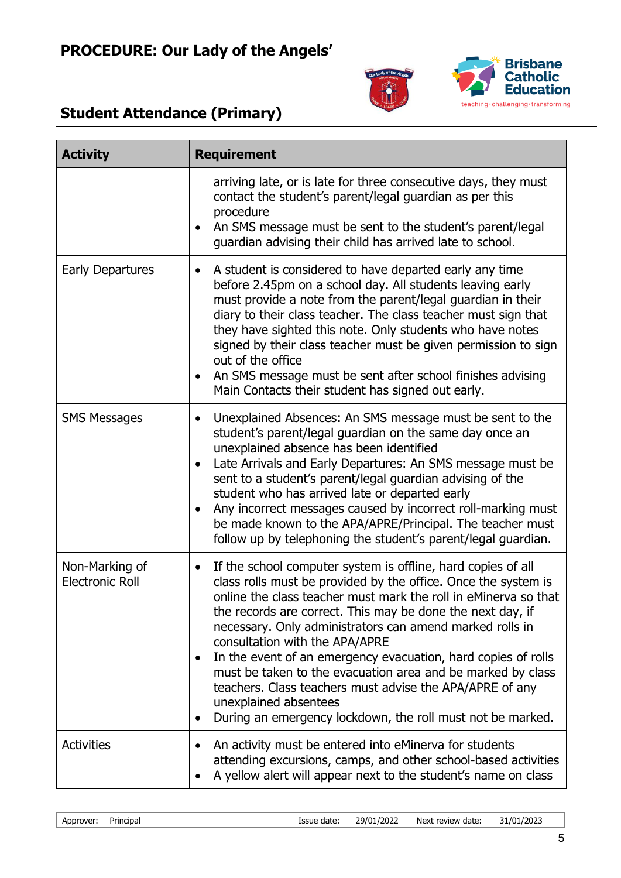| Activity | Requirement |
|---|---|
| | arriving late, or is late for three consecutive days, they must contact the student's parent/legal guardian as per this procedure<br>• An SMS message must be sent to the student's parent/legal guardian advising their child has arrived late to school. |
| Early Departures | • A student is considered to have departed early any time before 2.45pm on a school day. All students leaving early must provide a note from the parent/legal guardian in their diary to their class teacher. The class teacher must sign that they have sighted this note. Only students who have notes signed by their class teacher must be given permission to sign out of the office<br>• An SMS message must be sent after school finishes advising Main Contacts their student has signed out early. |
| SMS Messages | • Unexplained Absences: An SMS message must be sent to the student's parent/legal guardian on the same day once an unexplained absence has been identified<br>• Late Arrivals and Early Departures: An SMS message must be sent to a student's parent/legal guardian advising of the student who has arrived late or departed early<br>• Any incorrect messages caused by incorrect roll-marking must be made known to the APA/APRE/Principal. The teacher must follow up by telephoning the student's parent/legal guardian. |
| Non-Marking of Electronic Roll | • If the school computer system is offline, hard copies of all class rolls must be provided by the office. Once the system is online the class teacher must mark the roll in eMinerva so that the records are correct. This may be done the next day, if necessary. Only administrators can amend marked rolls in consultation with the APA/APRE<br>• In the event of an emergency evacuation, hard copies of rolls must be taken to the evacuation area and be marked by class teachers. Class teachers must advise the APA/APRE of any unexplained absentees<br>• During an emergency lockdown, the roll must not be marked. |
| Activities | • An activity must be entered into eMinerva for students attending excursions, camps, and other school-based activities<br>• A yellow alert will appear next to the student's name on class |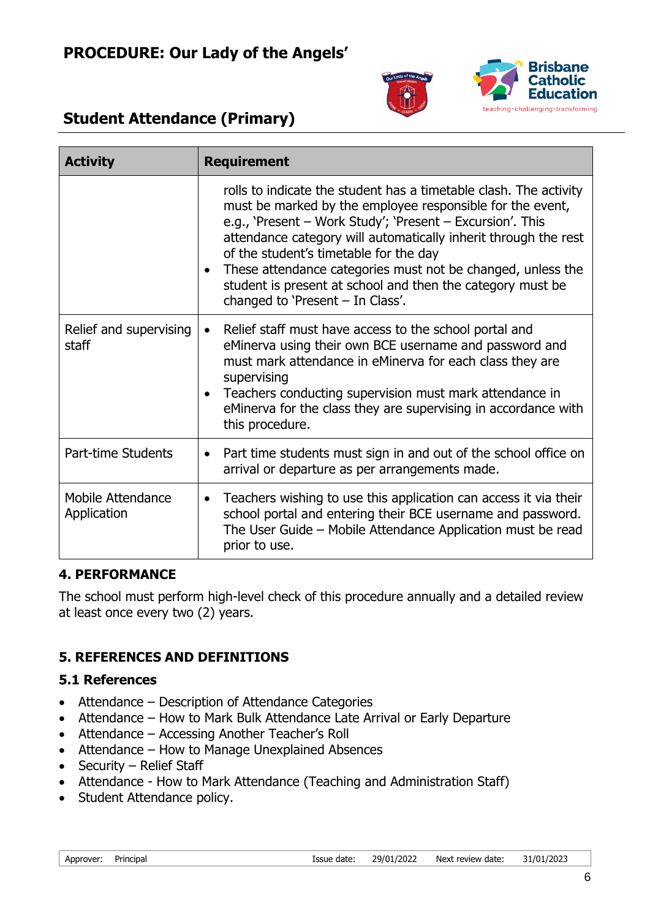| Activity | Requirement |
|---|---|
| | rolls to indicate the student has a timetable clash. The activity must be marked by the employee responsible for the event, e.g., 'Present – Work Study'; 'Present – Excursion'. This attendance category will automatically inherit through the rest of the student's timetable for the day<br>• These attendance categories must not be changed, unless the student is present at school and then the category must be changed to 'Present – In Class'. |
| Relief and supervising staff | • Relief staff must have access to the school portal and eMinerva using their own BCE username and password and must mark attendance in eMinerva for each class they are supervising<br>• Teachers conducting supervision must mark attendance in eMinerva for the class they are supervising in accordance with this procedure. |
| Part-time Students | • Part time students must sign in and out of the school office on arrival or departure as per arrangements made. |
| Mobile Attendance Application | • Teachers wishing to use this application can access it via their school portal and entering their BCE username and password. The User Guide – Mobile Attendance Application must be read prior to use. |

## 4. PERFORMANCE

The school must perform high-level check of this procedure annually and a detailed review at least once every two (2) years.

## 5. REFERENCES AND DEFINITIONS

### 5.1 References

- Attendance – Description of Attendance Categories
- Attendance – How to Mark Bulk Attendance Late Arrival or Early Departure
- Attendance – Accessing Another Teacher's Roll
- Attendance – How to Manage Unexplained Absences
- Security – Relief Staff
- Attendance - How to Mark Attendance (Teaching and Administration Staff)
- Student Attendance policy.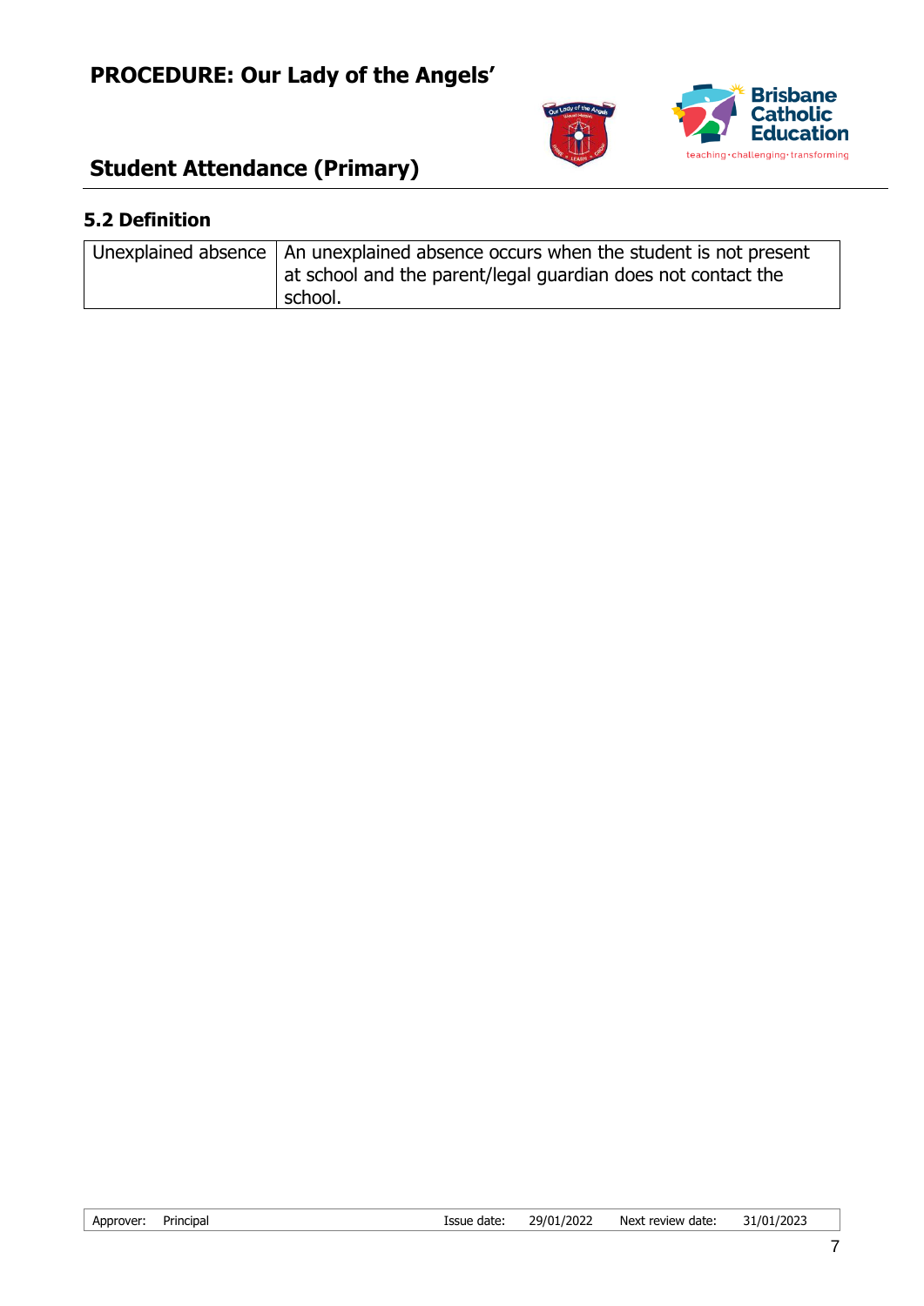### 5.2 Definition

| | |
|---|---|
| Unexplained absence | An unexplained absence occurs when the student is not present at school and the parent/legal guardian does not contact the school. |